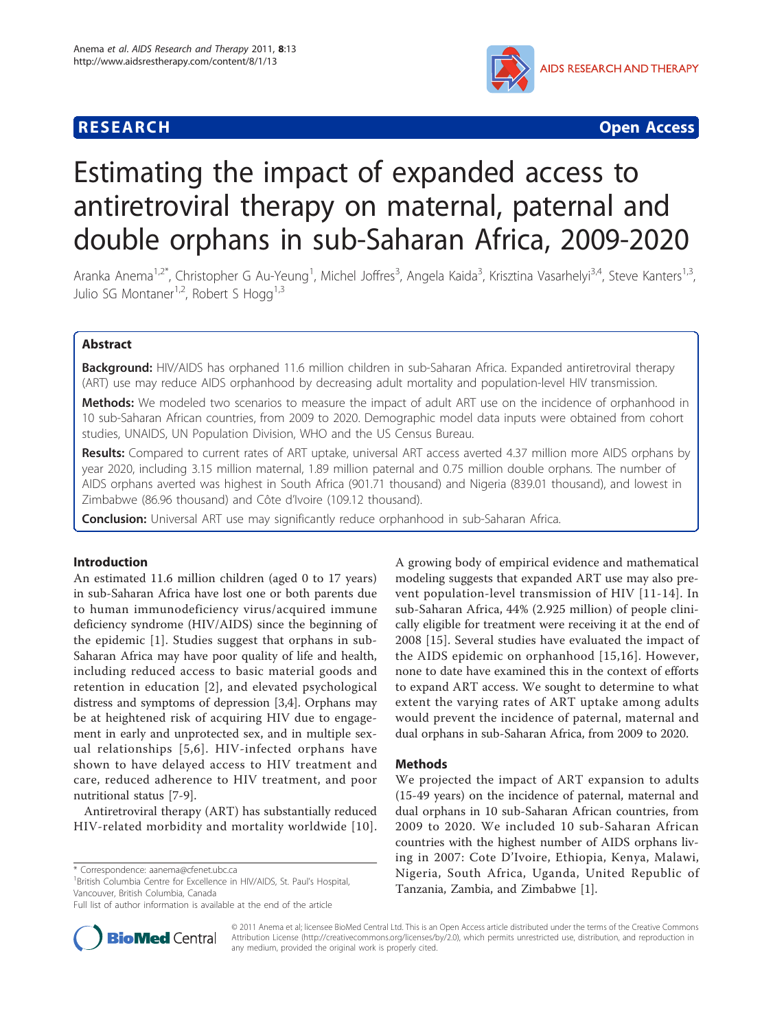RESEARCH Open Access

# Estimating the impact of expanded access to antiretroviral therapy on maternal, paternal and double orphans in sub-Saharan Africa, 2009-2020

Aranka Anema[1,2*], Christopher G Au-Yeung[1], Michel Joffres[3], Angela Kaida[3], Krisztina Vasarhelyi[3,4], Steve Kanters[1,3], Julio SG Montaner[1,2], Robert S Hogg[1,3]

## Abstract

**Background:** HIV/AIDS has orphaned 11.6 million children in sub-Saharan Africa. Expanded antiretroviral therapy (ART) use may reduce AIDS orphanhood by decreasing adult mortality and population-level HIV transmission.

**Methods:** We modeled two scenarios to measure the impact of adult ART use on the incidence of orphanhood in 10 sub-Saharan African countries, from 2009 to 2020. Demographic model data inputs were obtained from cohort studies, UNAIDS, UN Population Division, WHO and the US Census Bureau.

**Results:** Compared to current rates of ART uptake, universal ART access averted 4.37 million more AIDS orphans by year 2020, including 3.15 million maternal, 1.89 million paternal and 0.75 million double orphans. The number of AIDS orphans averted was highest in South Africa (901.71 thousand) and Nigeria (839.01 thousand), and lowest in Zimbabwe (86.96 thousand) and Côte d'Ivoire (109.12 thousand).

**Conclusion:** Universal ART use may significantly reduce orphanhood in sub-Saharan Africa.

## Introduction

An estimated 11.6 million children (aged 0 to 17 years) in sub-Saharan Africa have lost one or both parents due to human immunodeficiency virus/acquired immune deficiency syndrome (HIV/AIDS) since the beginning of the epidemic [1]. Studies suggest that orphans in sub-Saharan Africa may have poor quality of life and health, including reduced access to basic material goods and retention in education [2], and elevated psychological distress and symptoms of depression [3,4]. Orphans may be at heightened risk of acquiring HIV due to engagement in early and unprotected sex, and in multiple sexual relationships [5,6]. HIV-infected orphans have shown to have delayed access to HIV treatment and care, reduced adherence to HIV treatment, and poor nutritional status [7-9].

Antiretroviral therapy (ART) has substantially reduced HIV-related morbidity and mortality worldwide [10]. A growing body of empirical evidence and mathematical modeling suggests that expanded ART use may also prevent population-level transmission of HIV [11-14]. In sub-Saharan Africa, 44% (2.925 million) of people clinically eligible for treatment were receiving it at the end of 2008 [15]. Several studies have evaluated the impact of the AIDS epidemic on orphanhood [15,16]. However, none to date have examined this in the context of efforts to expand ART access. We sought to determine to what extent the varying rates of ART uptake among adults would prevent the incidence of paternal, maternal and dual orphans in sub-Saharan Africa, from 2009 to 2020.

## Methods

We projected the impact of ART expansion to adults (15-49 years) on the incidence of paternal, maternal and dual orphans in 10 sub-Saharan African countries, from 2009 to 2020. We included 10 sub-Saharan African countries with the highest number of AIDS orphans living in 2007: Cote D'Ivoire, Ethiopia, Kenya, Malawi, Nigeria, South Africa, Uganda, United Republic of Tanzania, Zambia, and Zimbabwe [1].

\* Correspondence: aanema@cfenet.ubc.ca
[1]British Columbia Centre for Excellence in HIV/AIDS, St. Paul's Hospital, Vancouver, British Columbia, Canada
Full list of author information is available at the end of the article

© 2011 Anema et al; licensee BioMed Central Ltd. This is an Open Access article distributed under the terms of the Creative Commons Attribution License (http://creativecommons.org/licenses/by/2.0), which permits unrestricted use, distribution, and reproduction in any medium, provided the original work is properly cited.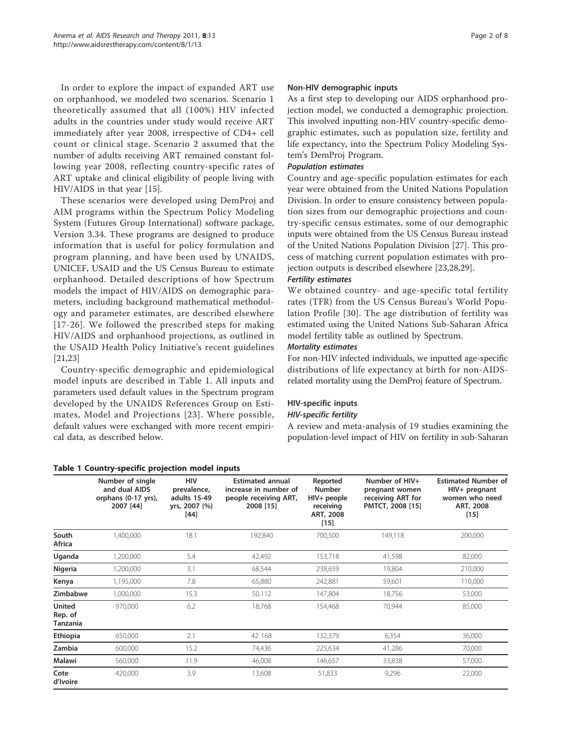In order to explore the impact of expanded ART use on orphanhood, we modeled two scenarios. Scenario 1 theoretically assumed that all (100%) HIV infected adults in the countries under study would receive ART immediately after year 2008, irrespective of CD4+ cell count or clinical stage. Scenario 2 assumed that the number of adults receiving ART remained constant following year 2008, reflecting country-specific rates of ART uptake and clinical eligibility of people living with HIV/AIDS in that year [15].

These scenarios were developed using DemProj and AIM programs within the Spectrum Policy Modeling System (Futures Group International) software package, Version 3.34. These programs are designed to produce information that is useful for policy formulation and program planning, and have been used by UNAIDS, UNICEF, USAID and the US Census Bureau to estimate orphanhood. Detailed descriptions of how Spectrum models the impact of HIV/AIDS on demographic parameters, including background mathematical methodology and parameter estimates, are described elsewhere [17-26]. We followed the prescribed steps for making HIV/AIDS and orphanhood projections, as outlined in the USAID Health Policy Initiative's recent guidelines [21,23]

Country-specific demographic and epidemiological model inputs are described in Table 1. All inputs and parameters used default values in the Spectrum program developed by the UNAIDS References Group on Estimates, Model and Projections [23]. Where possible, default values were exchanged with more recent empirical data, as described below.

## Non-HIV demographic inputs

As a first step to developing our AIDS orphanhood projection model, we conducted a demographic projection. This involved inputting non-HIV country-specific demographic estimates, such as population size, fertility and life expectancy, into the Spectrum Policy Modeling System's DemProj Program.

### *Population estimates*

Country and age-specific population estimates for each year were obtained from the United Nations Population Division. In order to ensure consistency between population sizes from our demographic projections and country-specific census estimates, some of our demographic inputs were obtained from the US Census Bureau instead of the United Nations Population Division [27]. This process of matching current population estimates with projection outputs is described elsewhere [23,28,29].

### *Fertility estimates*

We obtained country- and age-specific total fertility rates (TFR) from the US Census Bureau's World Population Profile [30]. The age distribution of fertility was estimated using the United Nations Sub-Saharan Africa model fertility table as outlined by Spectrum.

### *Mortality estimates*

For non-HIV infected individuals, we inputted age-specific distributions of life expectancy at birth for non-AIDS-related mortality using the DemProj feature of Spectrum.

## HIV-specific inputs

### *HIV-specific fertility*

A review and meta-analysis of 19 studies examining the population-level impact of HIV on fertility in sub-Saharan

**Table 1 Country-specific projection model inputs**

| | Number of single and dual AIDS orphans (0-17 yrs), 2007 [44] | HIV prevalence, adults 15-49 yrs, 2007 (%) [44] | Estimated annual increase in number of people receiving ART, 2008 [15] | Reported Number HIV+ people receiving ART, 2008 [15] | Number of HIV+ pregnant women receiving ART for PMTCT, 2008 [15] | Estimated Number of HIV+ pregnant women who need ART, 2008 [15] |
|---|---|---|---|---|---|---|
| **South Africa** | 1,400,000 | 18.1 | 192,840 | 700,500 | 149,118 | 200,000 |
| **Uganda** | 1,200,000 | 5.4 | 42,492 | 153,718 | 41,598 | 82,000 |
| **Nigeria** | 1,200,000 | 3.1 | 68,544 | 238,659 | 19,804 | 210,000 |
| **Kenya** | 1,195,000 | 7.8 | 65,880 | 242,881 | 59,601 | 110,000 |
| **Zimbabwe** | 1,000,000 | 15.3 | 50,112 | 147,804 | 18,756 | 53,000 |
| **United Rep. of Tanzania** | 970,000 | 6.2 | 18,768 | 154,468 | 70,944 | 85,000 |
| **Ethiopia** | 650,000 | 2.1 | 42 168 | 132,379 | 6,354 | 36,000 |
| **Zambia** | 600,000 | 15.2 | 74,436 | 225,634 | 41,286 | 70,000 |
| **Malawi** | 560,000 | 11.9 | 46,008 | 146,657 | 33,838 | 57,000 |
| **Cote d'Ivoire** | 420,000 | 3.9 | 13,608 | 51,833 | 9,296 | 22,000 |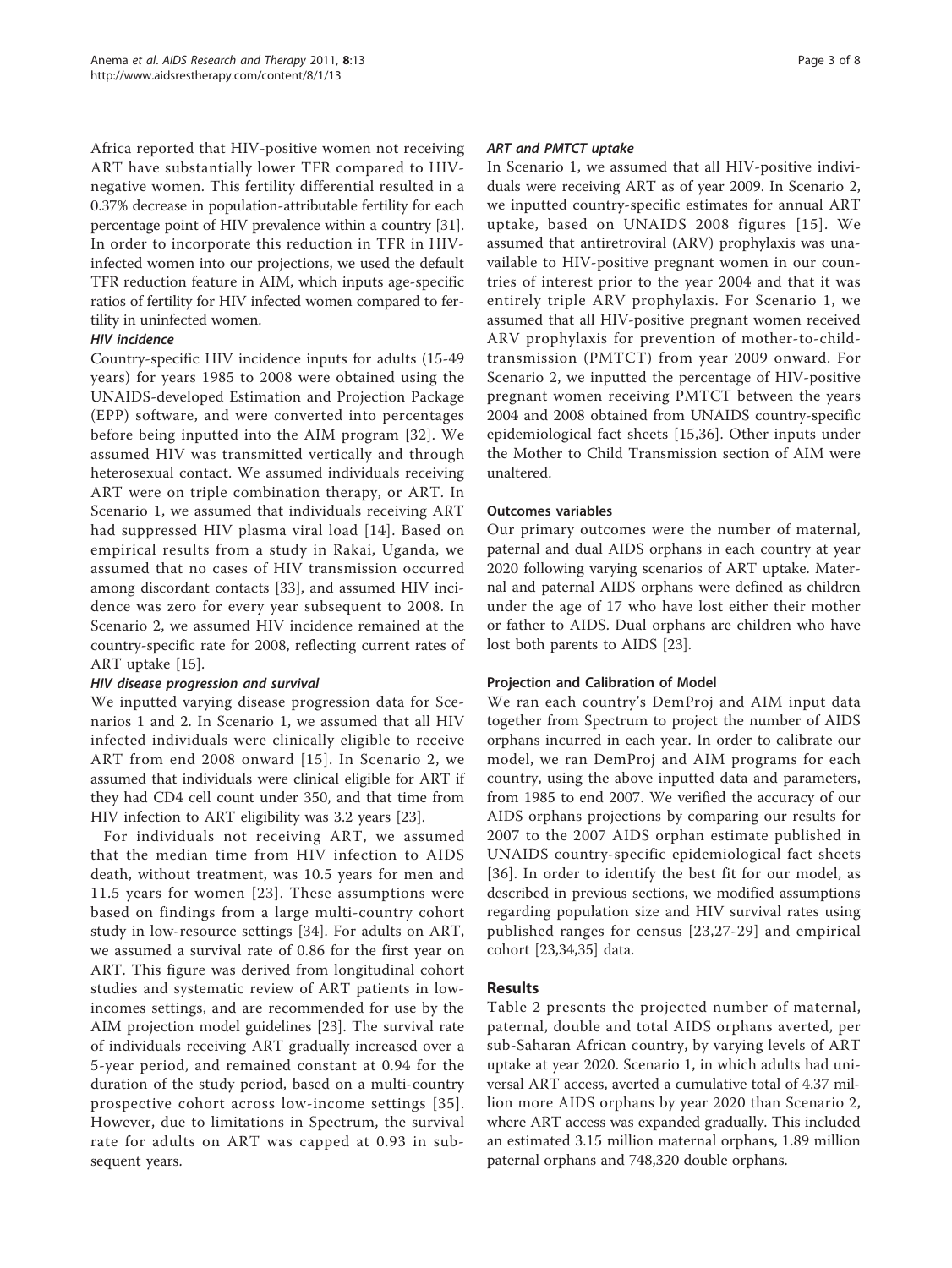Africa reported that HIV-positive women not receiving ART have substantially lower TFR compared to HIV-negative women. This fertility differential resulted in a 0.37% decrease in population-attributable fertility for each percentage point of HIV prevalence within a country [31]. In order to incorporate this reduction in TFR in HIV-infected women into our projections, we used the default TFR reduction feature in AIM, which inputs age-specific ratios of fertility for HIV infected women compared to fertility in uninfected women.

#### *HIV incidence*

Country-specific HIV incidence inputs for adults (15-49 years) for years 1985 to 2008 were obtained using the UNAIDS-developed Estimation and Projection Package (EPP) software, and were converted into percentages before being inputted into the AIM program [32]. We assumed HIV was transmitted vertically and through heterosexual contact. We assumed individuals receiving ART were on triple combination therapy, or ART. In Scenario 1, we assumed that individuals receiving ART had suppressed HIV plasma viral load [14]. Based on empirical results from a study in Rakai, Uganda, we assumed that no cases of HIV transmission occurred among discordant contacts [33], and assumed HIV incidence was zero for every year subsequent to 2008. In Scenario 2, we assumed HIV incidence remained at the country-specific rate for 2008, reflecting current rates of ART uptake [15].

#### *HIV disease progression and survival*

We inputted varying disease progression data for Scenarios 1 and 2. In Scenario 1, we assumed that all HIV infected individuals were clinically eligible to receive ART from end 2008 onward [15]. In Scenario 2, we assumed that individuals were clinical eligible for ART if they had CD4 cell count under 350, and that time from HIV infection to ART eligibility was 3.2 years [23].

For individuals not receiving ART, we assumed that the median time from HIV infection to AIDS death, without treatment, was 10.5 years for men and 11.5 years for women [23]. These assumptions were based on findings from a large multi-country cohort study in low-resource settings [34]. For adults on ART, we assumed a survival rate of 0.86 for the first year on ART. This figure was derived from longitudinal cohort studies and systematic review of ART patients in low-incomes settings, and are recommended for use by the AIM projection model guidelines [23]. The survival rate of individuals receiving ART gradually increased over a 5-year period, and remained constant at 0.94 for the duration of the study period, based on a multi-country prospective cohort across low-income settings [35]. However, due to limitations in Spectrum, the survival rate for adults on ART was capped at 0.93 in subsequent years.

#### *ART and PMTCT uptake*

In Scenario 1, we assumed that all HIV-positive individuals were receiving ART as of year 2009. In Scenario 2, we inputted country-specific estimates for annual ART uptake, based on UNAIDS 2008 figures [15]. We assumed that antiretroviral (ARV) prophylaxis was unavailable to HIV-positive pregnant women in our countries of interest prior to the year 2004 and that it was entirely triple ARV prophylaxis. For Scenario 1, we assumed that all HIV-positive pregnant women received ARV prophylaxis for prevention of mother-to-child-transmission (PMTCT) from year 2009 onward. For Scenario 2, we inputted the percentage of HIV-positive pregnant women receiving PMTCT between the years 2004 and 2008 obtained from UNAIDS country-specific epidemiological fact sheets [15,36]. Other inputs under the Mother to Child Transmission section of AIM were unaltered.

### Outcomes variables

Our primary outcomes were the number of maternal, paternal and dual AIDS orphans in each country at year 2020 following varying scenarios of ART uptake. Maternal and paternal AIDS orphans were defined as children under the age of 17 who have lost either their mother or father to AIDS. Dual orphans are children who have lost both parents to AIDS [23].

### Projection and Calibration of Model

We ran each country's DemProj and AIM input data together from Spectrum to project the number of AIDS orphans incurred in each year. In order to calibrate our model, we ran DemProj and AIM programs for each country, using the above inputted data and parameters, from 1985 to end 2007. We verified the accuracy of our AIDS orphans projections by comparing our results for 2007 to the 2007 AIDS orphan estimate published in UNAIDS country-specific epidemiological fact sheets [36]. In order to identify the best fit for our model, as described in previous sections, we modified assumptions regarding population size and HIV survival rates using published ranges for census [23,27-29] and empirical cohort [23,34,35] data.

## Results

Table 2 presents the projected number of maternal, paternal, double and total AIDS orphans averted, per sub-Saharan African country, by varying levels of ART uptake at year 2020. Scenario 1, in which adults had universal ART access, averted a cumulative total of 4.37 million more AIDS orphans by year 2020 than Scenario 2, where ART access was expanded gradually. This included an estimated 3.15 million maternal orphans, 1.89 million paternal orphans and 748,320 double orphans.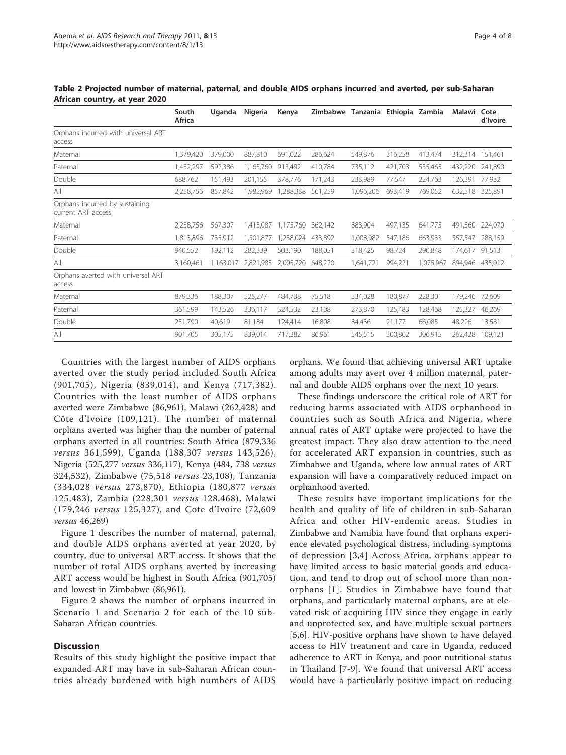**Table 2 Projected number of maternal, paternal, and double AIDS orphans incurred and averted, per sub-Saharan African country, at year 2020**

| | South Africa | Uganda | Nigeria | Kenya | Zimbabwe | Tanzania | Ethiopia | Zambia | Malawi | Cote d'Ivoire |
|---|---|---|---|---|---|---|---|---|---|---|
| Orphans incurred with universal ART access | | | | | | | | | | |
| Maternal | 1,379,420 | 379,000 | 887,810 | 691,022 | 286,624 | 549,876 | 316,258 | 413,474 | 312,314 | 151,461 |
| Paternal | 1,452,297 | 592,386 | 1,165,760 | 913,492 | 410,784 | 735,112 | 421,703 | 535,465 | 432,220 | 241,890 |
| Double | 688,762 | 151,493 | 201,155 | 378,776 | 171,243 | 233,989 | 77,547 | 224,763 | 126,391 | 77,932 |
| All | 2,258,756 | 857,842 | 1,982,969 | 1,288,338 | 561,259 | 1,096,206 | 693,419 | 769,052 | 632,518 | 325,891 |
| Orphans incurred by sustaining current ART access | | | | | | | | | | |
| Maternal | 2,258,756 | 567,307 | 1,413,087 | 1,175,760 | 362,142 | 883,904 | 497,135 | 641,775 | 491,560 | 224,070 |
| Paternal | 1,813,896 | 735,912 | 1,501,877 | 1,238,024 | 433,892 | 1,008,982 | 547,186 | 663,933 | 557,547 | 288,159 |
| Double | 940,552 | 192,112 | 282,339 | 503,190 | 188,051 | 318,425 | 98,724 | 290,848 | 174,617 | 91,513 |
| All | 3,160,461 | 1,163,017 | 2,821,983 | 2,005,720 | 648,220 | 1,641,721 | 994,221 | 1,075,967 | 894,946 | 435,012 |
| Orphans averted with universal ART access | | | | | | | | | | |
| Maternal | 879,336 | 188,307 | 525,277 | 484,738 | 75,518 | 334,028 | 180,877 | 228,301 | 179,246 | 72,609 |
| Paternal | 361,599 | 143,526 | 336,117 | 324,532 | 23,108 | 273,870 | 125,483 | 128,468 | 125,327 | 46,269 |
| Double | 251,790 | 40,619 | 81,184 | 124,414 | 16,808 | 84,436 | 21,177 | 66,085 | 48,226 | 13,581 |
| All | 901,705 | 305,175 | 839,014 | 717,382 | 86,961 | 545,515 | 300,802 | 306,915 | 262,428 | 109,121 |

Countries with the largest number of AIDS orphans averted over the study period included South Africa (901,705), Nigeria (839,014), and Kenya (717,382). Countries with the least number of AIDS orphans averted were Zimbabwe (86,961), Malawi (262,428) and Côte d'Ivoire (109,121). The number of maternal orphans averted was higher than the number of paternal orphans averted in all countries: South Africa (879,336 *versus* 361,599), Uganda (188,307 *versus* 143,526), Nigeria (525,277 *versus* 336,117), Kenya (484, 738 *versus* 324,532), Zimbabwe (75,518 *versus* 23,108), Tanzania (334,028 *versus* 273,870), Ethiopia (180,877 *versus* 125,483), Zambia (228,301 *versus* 128,468), Malawi (179,246 *versus* 125,327), and Cote d'Ivoire (72,609 *versus* 46,269)

Figure 1 describes the number of maternal, paternal, and double AIDS orphans averted at year 2020, by country, due to universal ART access. It shows that the number of total AIDS orphans averted by increasing ART access would be highest in South Africa (901,705) and lowest in Zimbabwe (86,961).

Figure 2 shows the number of orphans incurred in Scenario 1 and Scenario 2 for each of the 10 sub-Saharan African countries.

## Discussion

Results of this study highlight the positive impact that expanded ART may have in sub-Saharan African countries already burdened with high numbers of AIDS orphans. We found that achieving universal ART uptake among adults may avert over 4 million maternal, paternal and double AIDS orphans over the next 10 years.

These findings underscore the critical role of ART for reducing harms associated with AIDS orphanhood in countries such as South Africa and Nigeria, where annual rates of ART uptake were projected to have the greatest impact. They also draw attention to the need for accelerated ART expansion in countries, such as Zimbabwe and Uganda, where low annual rates of ART expansion will have a comparatively reduced impact on orphanhood averted.

These results have important implications for the health and quality of life of children in sub-Saharan Africa and other HIV-endemic areas. Studies in Zimbabwe and Namibia have found that orphans experience elevated psychological distress, including symptoms of depression [3,4] Across Africa, orphans appear to have limited access to basic material goods and education, and tend to drop out of school more than non-orphans [1]. Studies in Zimbabwe have found that orphans, and particularly maternal orphans, are at elevated risk of acquiring HIV since they engage in early and unprotected sex, and have multiple sexual partners [5,6]. HIV-positive orphans have shown to have delayed access to HIV treatment and care in Uganda, reduced adherence to ART in Kenya, and poor nutritional status in Thailand [7-9]. We found that universal ART access would have a particularly positive impact on reducing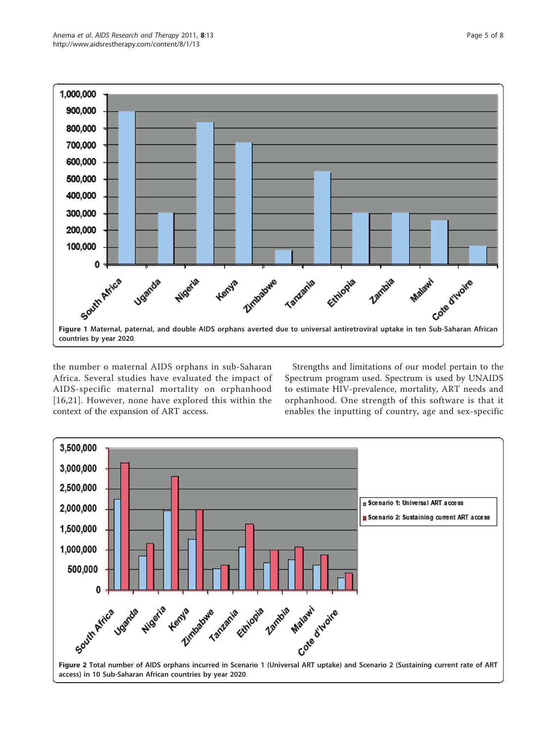Figure 1 Maternal, paternal, and double AIDS orphans averted due to universal antiretroviral uptake in ten Sub-Saharan African countries by year 2020.

the number o maternal AIDS orphans in sub-Saharan Africa. Several studies have evaluated the impact of AIDS-specific maternal mortality on orphanhood [16,21]. However, none have explored this within the context of the expansion of ART access.

Strengths and limitations of our model pertain to the Spectrum program used. Spectrum is used by UNAIDS to estimate HIV-prevalence, mortality, ART needs and orphanhood. One strength of this software is that it enables the inputting of country, age and sex-specific

Figure 2 Total number of AIDS orphans incurred in Scenario 1 (Universal ART uptake) and Scenario 2 (Sustaining current rate of ART access) in 10 Sub-Saharan African countries by year 2020.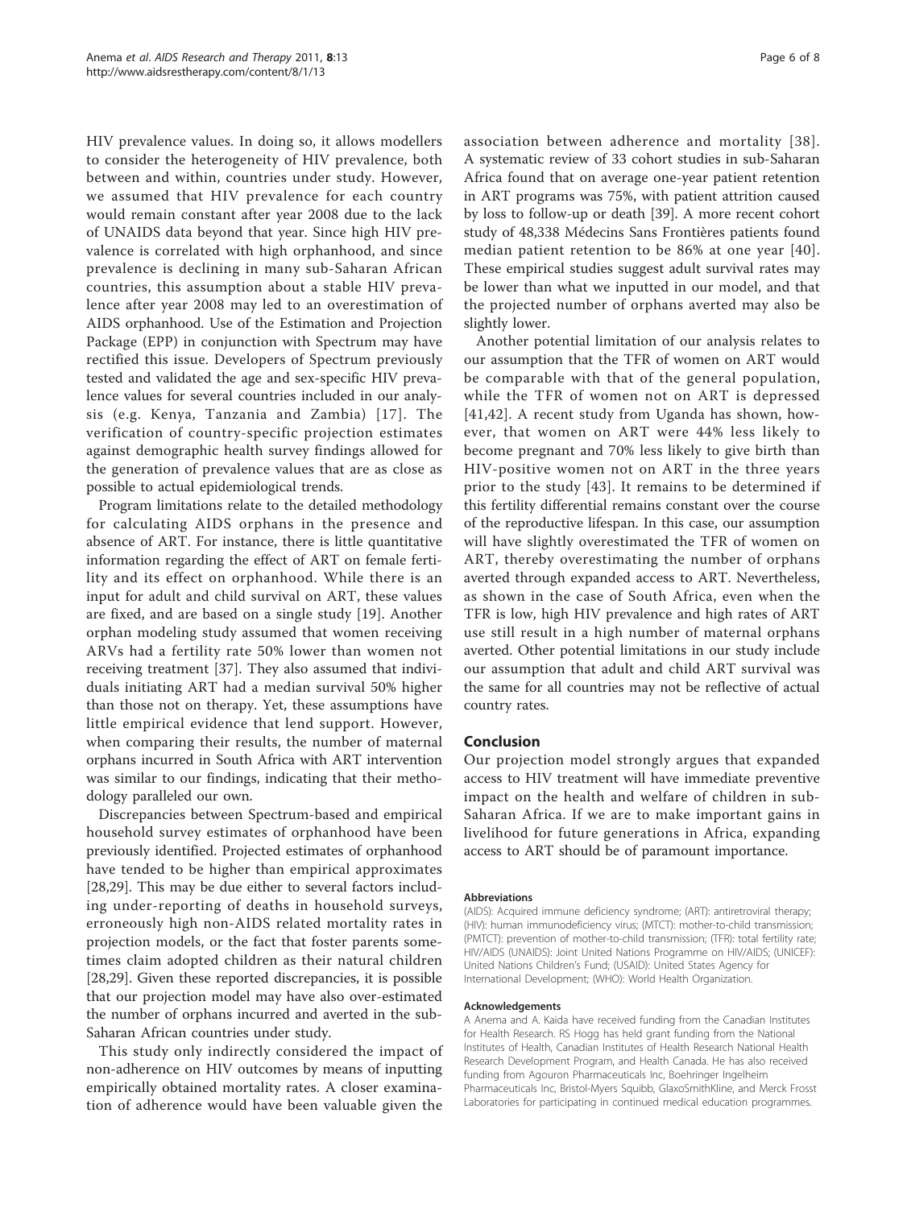HIV prevalence values. In doing so, it allows modellers to consider the heterogeneity of HIV prevalence, both between and within, countries under study. However, we assumed that HIV prevalence for each country would remain constant after year 2008 due to the lack of UNAIDS data beyond that year. Since high HIV prevalence is correlated with high orphanhood, and since prevalence is declining in many sub-Saharan African countries, this assumption about a stable HIV prevalence after year 2008 may led to an overestimation of AIDS orphanhood. Use of the Estimation and Projection Package (EPP) in conjunction with Spectrum may have rectified this issue. Developers of Spectrum previously tested and validated the age and sex-specific HIV prevalence values for several countries included in our analysis (e.g. Kenya, Tanzania and Zambia) [17]. The verification of country-specific projection estimates against demographic health survey findings allowed for the generation of prevalence values that are as close as possible to actual epidemiological trends.

Program limitations relate to the detailed methodology for calculating AIDS orphans in the presence and absence of ART. For instance, there is little quantitative information regarding the effect of ART on female fertility and its effect on orphanhood. While there is an input for adult and child survival on ART, these values are fixed, and are based on a single study [19]. Another orphan modeling study assumed that women receiving ARVs had a fertility rate 50% lower than women not receiving treatment [37]. They also assumed that individuals initiating ART had a median survival 50% higher than those not on therapy. Yet, these assumptions have little empirical evidence that lend support. However, when comparing their results, the number of maternal orphans incurred in South Africa with ART intervention was similar to our findings, indicating that their methodology paralleled our own.

Discrepancies between Spectrum-based and empirical household survey estimates of orphanhood have been previously identified. Projected estimates of orphanhood have tended to be higher than empirical approximates [28,29]. This may be due either to several factors including under-reporting of deaths in household surveys, erroneously high non-AIDS related mortality rates in projection models, or the fact that foster parents sometimes claim adopted children as their natural children [28,29]. Given these reported discrepancies, it is possible that our projection model may have also over-estimated the number of orphans incurred and averted in the sub-Saharan African countries under study.

This study only indirectly considered the impact of non-adherence on HIV outcomes by means of inputting empirically obtained mortality rates. A closer examination of adherence would have been valuable given the association between adherence and mortality [38]. A systematic review of 33 cohort studies in sub-Saharan Africa found that on average one-year patient retention in ART programs was 75%, with patient attrition caused by loss to follow-up or death [39]. A more recent cohort study of 48,338 Médecins Sans Frontières patients found median patient retention to be 86% at one year [40]. These empirical studies suggest adult survival rates may be lower than what we inputted in our model, and that the projected number of orphans averted may also be slightly lower.

Another potential limitation of our analysis relates to our assumption that the TFR of women on ART would be comparable with that of the general population, while the TFR of women not on ART is depressed [41,42]. A recent study from Uganda has shown, however, that women on ART were 44% less likely to become pregnant and 70% less likely to give birth than HIV-positive women not on ART in the three years prior to the study [43]. It remains to be determined if this fertility differential remains constant over the course of the reproductive lifespan. In this case, our assumption will have slightly overestimated the TFR of women on ART, thereby overestimating the number of orphans averted through expanded access to ART. Nevertheless, as shown in the case of South Africa, even when the TFR is low, high HIV prevalence and high rates of ART use still result in a high number of maternal orphans averted. Other potential limitations in our study include our assumption that adult and child ART survival was the same for all countries may not be reflective of actual country rates.

## Conclusion

Our projection model strongly argues that expanded access to HIV treatment will have immediate preventive impact on the health and welfare of children in sub-Saharan Africa. If we are to make important gains in livelihood for future generations in Africa, expanding access to ART should be of paramount importance.

#### Abbreviations

(AIDS): Acquired immune deficiency syndrome; (ART): antiretroviral therapy; (HIV): human immunodeficiency virus; (MTCT): mother-to-child transmission; (PMTCT): prevention of mother-to-child transmission; (TFR): total fertility rate; HIV/AIDS (UNAIDS): Joint United Nations Programme on HIV/AIDS; (UNICEF): United Nations Children's Fund; (USAID): United States Agency for International Development; (WHO): World Health Organization.

#### Acknowledgements

A Anema and A. Kaida have received funding from the Canadian Institutes for Health Research. RS Hogg has held grant funding from the National Institutes of Health, Canadian Institutes of Health Research National Health Research Development Program, and Health Canada. He has also received funding from Agouron Pharmaceuticals Inc, Boehringer Ingelheim Pharmaceuticals Inc, Bristol-Myers Squibb, GlaxoSmithKline, and Merck Frosst Laboratories for participating in continued medical education programmes.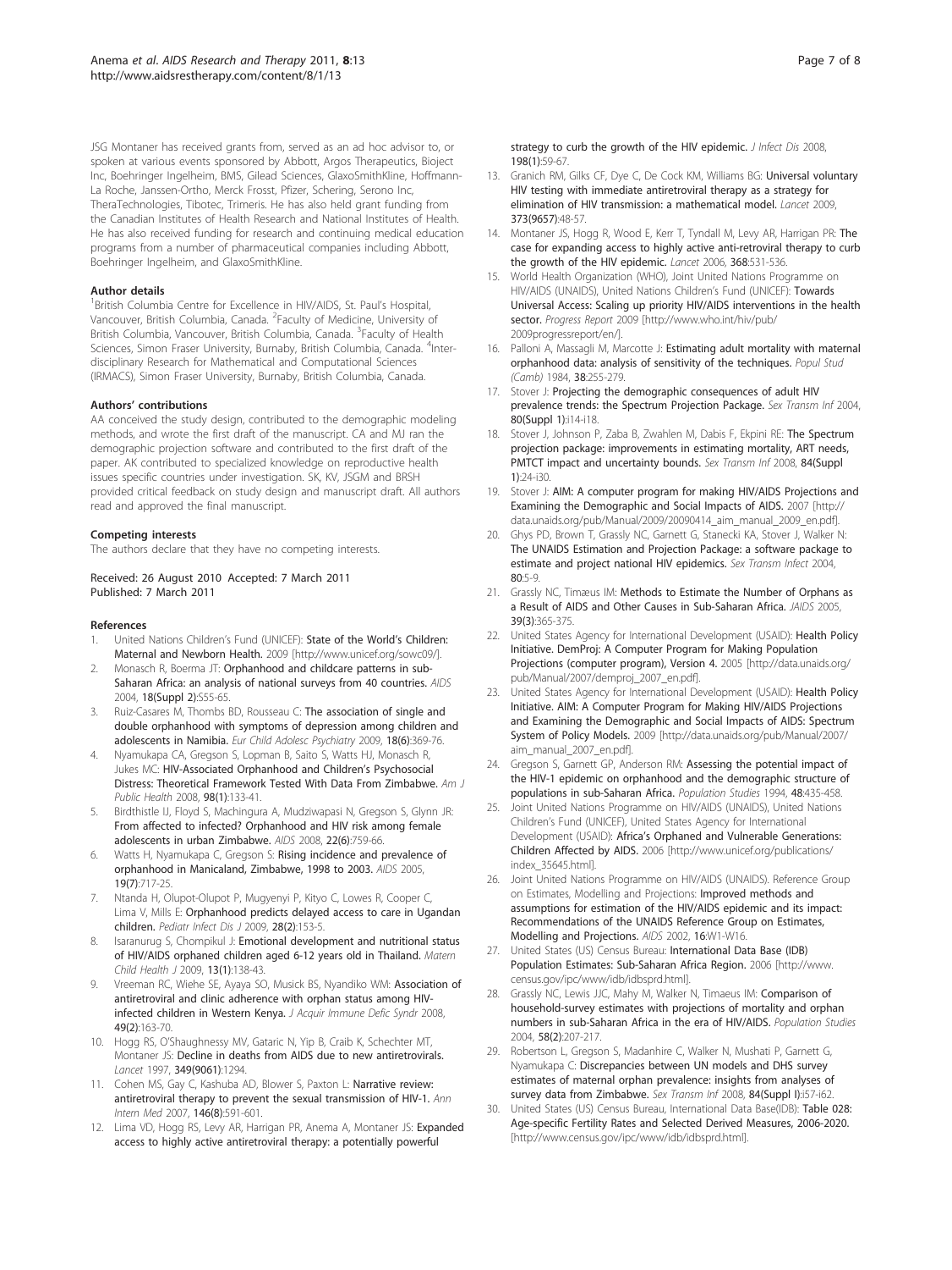JSG Montaner has received grants from, served as an ad hoc advisor to, or spoken at various events sponsored by Abbott, Argos Therapeutics, Bioject Inc, Boehringer Ingelheim, BMS, Gilead Sciences, GlaxoSmithKline, Hoffmann-La Roche, Janssen-Ortho, Merck Frosst, Pfizer, Schering, Serono Inc, TheraTechnologies, Tibotec, Trimeris. He has also held grant funding from the Canadian Institutes of Health Research and National Institutes of Health. He has also received funding for research and continuing medical education programs from a number of pharmaceutical companies including Abbott, Boehringer Ingelheim, and GlaxoSmithKline.

#### Author details

[1]British Columbia Centre for Excellence in HIV/AIDS, St. Paul's Hospital, Vancouver, British Columbia, Canada. [2]Faculty of Medicine, University of British Columbia, Vancouver, British Columbia, Canada. [3]Faculty of Health Sciences, Simon Fraser University, Burnaby, British Columbia, Canada. [4]Interdisciplinary Research for Mathematical and Computational Sciences (IRMACS), Simon Fraser University, Burnaby, British Columbia, Canada.

#### Authors' contributions

AA conceived the study design, contributed to the demographic modeling methods, and wrote the first draft of the manuscript. CA and MJ ran the demographic projection software and contributed to the first draft of the paper. AK contributed to specialized knowledge on reproductive health issues specific countries under investigation. SK, KV, JSGM and BRSH provided critical feedback on study design and manuscript draft. All authors read and approved the final manuscript.

#### Competing interests

The authors declare that they have no competing interests.

Received: 26 August 2010 Accepted: 7 March 2011
Published: 7 March 2011

#### References

1. United Nations Children's Fund (UNICEF): **State of the World's Children: Maternal and Newborn Health.** 2009 [http://www.unicef.org/sowc09/].
2. Monasch R, Boerma JT: **Orphanhood and childcare patterns in sub-Saharan Africa: an analysis of national surveys from 40 countries.** *AIDS* 2004, **18(Suppl 2)**:S55-65.
3. Ruiz-Casares M, Thombs BD, Rousseau C: **The association of single and double orphanhood with symptoms of depression among children and adolescents in Namibia.** *Eur Child Adolesc Psychiatry* 2009, **18(6)**:369-76.
4. Nyamukapa CA, Gregson S, Lopman B, Saito S, Watts HJ, Monasch R, Jukes MC: **HIV-Associated Orphanhood and Children's Psychosocial Distress: Theoretical Framework Tested With Data From Zimbabwe.** *Am J Public Health* 2008, **98(1)**:133-41.
5. Birdthistle IJ, Floyd S, Machingura A, Mudziwapasi N, Gregson S, Glynn JR: **From affected to infected? Orphanhood and HIV risk among female adolescents in urban Zimbabwe.** *AIDS* 2008, **22(6)**:759-66.
6. Watts H, Nyamukapa C, Gregson S: **Rising incidence and prevalence of orphanhood in Manicaland, Zimbabwe, 1998 to 2003.** *AIDS* 2005, **19(7)**:717-25.
7. Ntanda H, Olupot-Olupot P, Mugyenyi P, Kityo C, Lowes R, Cooper C, Lima V, Mills E: **Orphanhood predicts delayed access to care in Ugandan children.** *Pediatr Infect Dis J* 2009, **28(2)**:153-5.
8. Isaranurug S, Chompikul J: **Emotional development and nutritional status of HIV/AIDS orphaned children aged 6-12 years old in Thailand.** *Matern Child Health J* 2009, **13(1)**:138-43.
9. Vreeman RC, Wiehe SE, Ayaya SO, Musick BS, Nyandiko WM: **Association of antiretroviral and clinic adherence with orphan status among HIV-infected children in Western Kenya.** *J Acquir Immune Defic Syndr* 2008, **49(2)**:163-70.
10. Hogg RS, O'Shaughnessy MV, Gataric N, Yip B, Craib K, Schechter MT, Montaner JS: **Decline in deaths from AIDS due to new antiretrovirals.** *Lancet* 1997, **349(9061)**:1294.
11. Cohen MS, Gay C, Kashuba AD, Blower S, Paxton L: **Narrative review: antiretroviral therapy to prevent the sexual transmission of HIV-1.** *Ann Intern Med* 2007, **146(8)**:591-601.
12. Lima VD, Hogg RS, Levy AR, Harrigan PR, Anema A, Montaner JS: **Expanded access to highly active antiretroviral therapy: a potentially powerful strategy to curb the growth of the HIV epidemic.** *J Infect Dis* 2008, **198(1)**:59-67.
13. Granich RM, Gilks CF, Dye C, De Cock KM, Williams BG: **Universal voluntary HIV testing with immediate antiretroviral therapy as a strategy for elimination of HIV transmission: a mathematical model.** *Lancet* 2009, **373(9657)**:48-57.
14. Montaner JS, Hogg R, Wood E, Kerr T, Tyndall M, Levy AR, Harrigan PR: **The case for expanding access to highly active anti-retroviral therapy to curb the growth of the HIV epidemic.** *Lancet* 2006, **368**:531-536.
15. World Health Organization (WHO), Joint United Nations Programme on HIV/AIDS (UNAIDS), United Nations Children's Fund (UNICEF): **Towards Universal Access: Scaling up priority HIV/AIDS interventions in the health sector.** *Progress Report* 2009 [http://www.who.int/hiv/pub/2009progressreport/en/].
16. Palloni A, Massagli M, Marcotte J: **Estimating adult mortality with maternal orphanhood data: analysis of sensitivity of the techniques.** *Popul Stud (Camb)* 1984, **38**:255-279.
17. Stover J: **Projecting the demographic consequences of adult HIV prevalence trends: the Spectrum Projection Package.** *Sex Transm Inf* 2004, **80(Suppl 1)**:i14-i18.
18. Stover J, Johnson P, Zaba B, Zwahlen M, Dabis F, Ekpini RE: **The Spectrum projection package: improvements in estimating mortality, ART needs, PMTCT impact and uncertainty bounds.** *Sex Transm Inf* 2008, **84(Suppl 1)**:24-i30.
19. Stover J: **AIM: A computer program for making HIV/AIDS Projections and Examining the Demographic and Social Impacts of AIDS.** 2007 [http://data.unaids.org/pub/Manual/2009/20090414_aim_manual_2009_en.pdf].
20. Ghys PD, Brown T, Grassly NC, Garnett G, Stanecki KA, Stover J, Walker N: **The UNAIDS Estimation and Projection Package: a software package to estimate and project national HIV epidemics.** *Sex Transm Infect* 2004, **80**:5-9.
21. Grassly NC, Timæus IM: **Methods to Estimate the Number of Orphans as a Result of AIDS and Other Causes in Sub-Saharan Africa.** *JAIDS* 2005, **39(3)**:365-375.
22. United States Agency for International Development (USAID): **Health Policy Initiative. DemProj: A Computer Program for Making Population Projections (computer program), Version 4.** 2005 [http://data.unaids.org/pub/Manual/2007/demproj_2007_en.pdf].
23. United States Agency for International Development (USAID): **Health Policy Initiative. AIM: A Computer Program for Making HIV/AIDS Projections and Examining the Demographic and Social Impacts of AIDS: Spectrum System of Policy Models.** 2009 [http://data.unaids.org/pub/Manual/2007/aim_manual_2007_en.pdf].
24. Gregson S, Garnett GP, Anderson RM: **Assessing the potential impact of the HIV-1 epidemic on orphanhood and the demographic structure of populations in sub-Saharan Africa.** *Population Studies* 1994, **48**:435-458.
25. Joint United Nations Programme on HIV/AIDS (UNAIDS), United Nations Children's Fund (UNICEF), United States Agency for International Development (USAID): **Africa's Orphaned and Vulnerable Generations: Children Affected by AIDS.** 2006 [http://www.unicef.org/publications/index_35645.html].
26. Joint United Nations Programme on HIV/AIDS (UNAIDS). Reference Group on Estimates, Modelling and Projections: **Improved methods and assumptions for estimation of the HIV/AIDS epidemic and its impact: Recommendations of the UNAIDS Reference Group on Estimates, Modelling and Projections.** *AIDS* 2002, **16**:W1-W16.
27. United States (US) Census Bureau: **International Data Base (IDB) Population Estimates: Sub-Saharan Africa Region.** 2006 [http://www.census.gov/ipc/www/idb/idbsprd.html].
28. Grassly NC, Lewis JJC, Mahy M, Walker N, Timaeus IM: **Comparison of household-survey estimates with projections of mortality and orphan numbers in sub-Saharan Africa in the era of HIV/AIDS.** *Population Studies* 2004, **58(2)**:207-217.
29. Robertson L, Gregson S, Madanhire C, Walker N, Mushati P, Garnett G, Nyamukapa C: **Discrepancies between UN models and DHS survey estimates of maternal orphan prevalence: insights from analyses of survey data from Zimbabwe.** *Sex Transm Inf* 2008, **84(Suppl I)**:i57-i62.
30. United States (US) Census Bureau, International Data Base(IDB): **Table 028: Age-specific Fertility Rates and Selected Derived Measures, 2006-2020.** [http://www.census.gov/ipc/www/idb/idbsprd.html].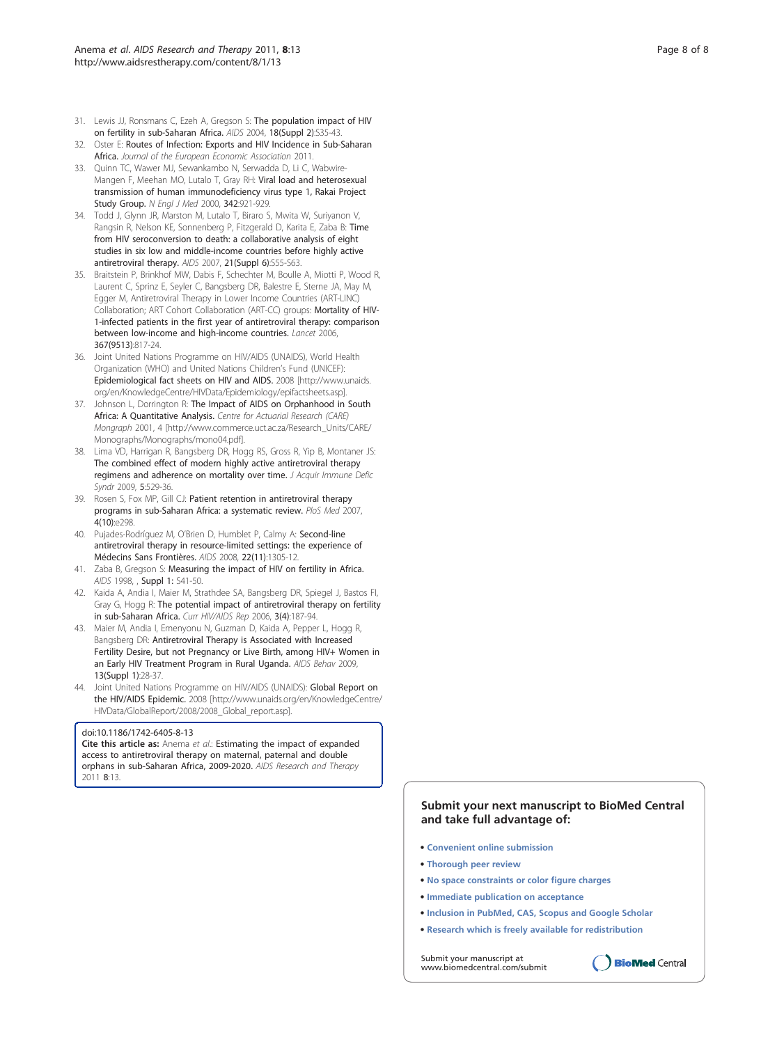31. Lewis JJ, Ronsmans C, Ezeh A, Gregson S: **The population impact of HIV on fertility in sub-Saharan Africa.** *AIDS* 2004, **18(Suppl 2)**:S35-43.
32. Oster E: **Routes of Infection: Exports and HIV Incidence in Sub-Saharan Africa.** *Journal of the European Economic Association* 2011.
33. Quinn TC, Wawer MJ, Sewankambo N, Serwadda D, Li C, Wabwire-Mangen F, Meehan MO, Lutalo T, Gray RH: **Viral load and heterosexual transmission of human immunodeficiency virus type 1, Rakai Project Study Group.** *N Engl J Med* 2000, **342**:921-929.
34. Todd J, Glynn JR, Marston M, Lutalo T, Biraro S, Mwita W, Suriyanon V, Rangsin R, Nelson KE, Sonnenberg P, Fitzgerald D, Karita E, Zaba B: **Time from HIV seroconversion to death: a collaborative analysis of eight studies in six low and middle-income countries before highly active antiretroviral therapy.** *AIDS* 2007, **21(Suppl 6)**:S55-S63.
35. Braitstein P, Brinkhof MW, Dabis F, Schechter M, Boulle A, Miotti P, Wood R, Laurent C, Sprinz E, Seyler C, Bangsberg DR, Balestre E, Sterne JA, May M, Egger M, Antiretroviral Therapy in Lower Income Countries (ART-LINC) Collaboration; ART Cohort Collaboration (ART-CC) groups: **Mortality of HIV-1-infected patients in the first year of antiretroviral therapy: comparison between low-income and high-income countries.** *Lancet* 2006, **367(9513)**:817-24.
36. Joint United Nations Programme on HIV/AIDS (UNAIDS), World Health Organization (WHO) and United Nations Children's Fund (UNICEF): **Epidemiological fact sheets on HIV and AIDS.** 2008 [http://www.unaids.org/en/KnowledgeCentre/HIVData/Epidemiology/epifactsheets.asp].
37. Johnson L, Dorrington R: **The Impact of AIDS on Orphanhood in South Africa: A Quantitative Analysis.** *Centre for Actuarial Research (CARE) Mongraph* 2001, 4 [http://www.commerce.uct.ac.za/Research_Units/CARE/Monographs/Monographs/mono04.pdf].
38. Lima VD, Harrigan R, Bangsberg DR, Hogg RS, Gross R, Yip B, Montaner JS: **The combined effect of modern highly active antiretroviral therapy regimens and adherence on mortality over time.** *J Acquir Immune Defic Syndr* 2009, **5**:529-36.
39. Rosen S, Fox MP, Gill CJ: **Patient retention in antiretroviral therapy programs in sub-Saharan Africa: a systematic review.** *PloS Med* 2007, **4(10)**:e298.
40. Pujades-Rodríguez M, O'Brien D, Humblet P, Calmy A: **Second-line antiretroviral therapy in resource-limited settings: the experience of Médecins Sans Frontières.** *AIDS* 2008, **22(11)**:1305-12.
41. Zaba B, Gregson S: **Measuring the impact of HIV on fertility in Africa.** *AIDS* 1998, , **Suppl 1**: S41-50.
42. Kaida A, Andia I, Maier M, Strathdee SA, Bangsberg DR, Spiegel J, Bastos FI, Gray G, Hogg R: **The potential impact of antiretroviral therapy on fertility in sub-Saharan Africa.** *Curr HIV/AIDS Rep* 2006, **3(4)**:187-94.
43. Maier M, Andia I, Emenyonu N, Guzman D, Kaida A, Pepper L, Hogg R, Bangsberg DR: **Antiretroviral Therapy is Associated with Increased Fertility Desire, but not Pregnancy or Live Birth, among HIV+ Women in an Early HIV Treatment Program in Rural Uganda.** *AIDS Behav* 2009, **13(Suppl 1)**:28-37.
44. Joint United Nations Programme on HIV/AIDS (UNAIDS): **Global Report on the HIV/AIDS Epidemic.** 2008 [http://www.unaids.org/en/KnowledgeCentre/HIVData/GlobalReport/2008/2008_Global_report.asp].

doi:10.1186/1742-6405-8-13

**Cite this article as:** Anema *et al.*: Estimating the impact of expanded access to antiretroviral therapy on maternal, paternal and double orphans in sub-Saharan Africa, 2009-2020. *AIDS Research and Therapy* 2011 **8**:13.

**Submit your next manuscript to BioMed Central and take full advantage of:**

- **Convenient online submission**
- **Thorough peer review**
- **No space constraints or color figure charges**
- **Immediate publication on acceptance**
- **Inclusion in PubMed, CAS, Scopus and Google Scholar**
- **Research which is freely available for redistribution**

Submit your manuscript at www.biomedcentral.com/submit

BioMed Central